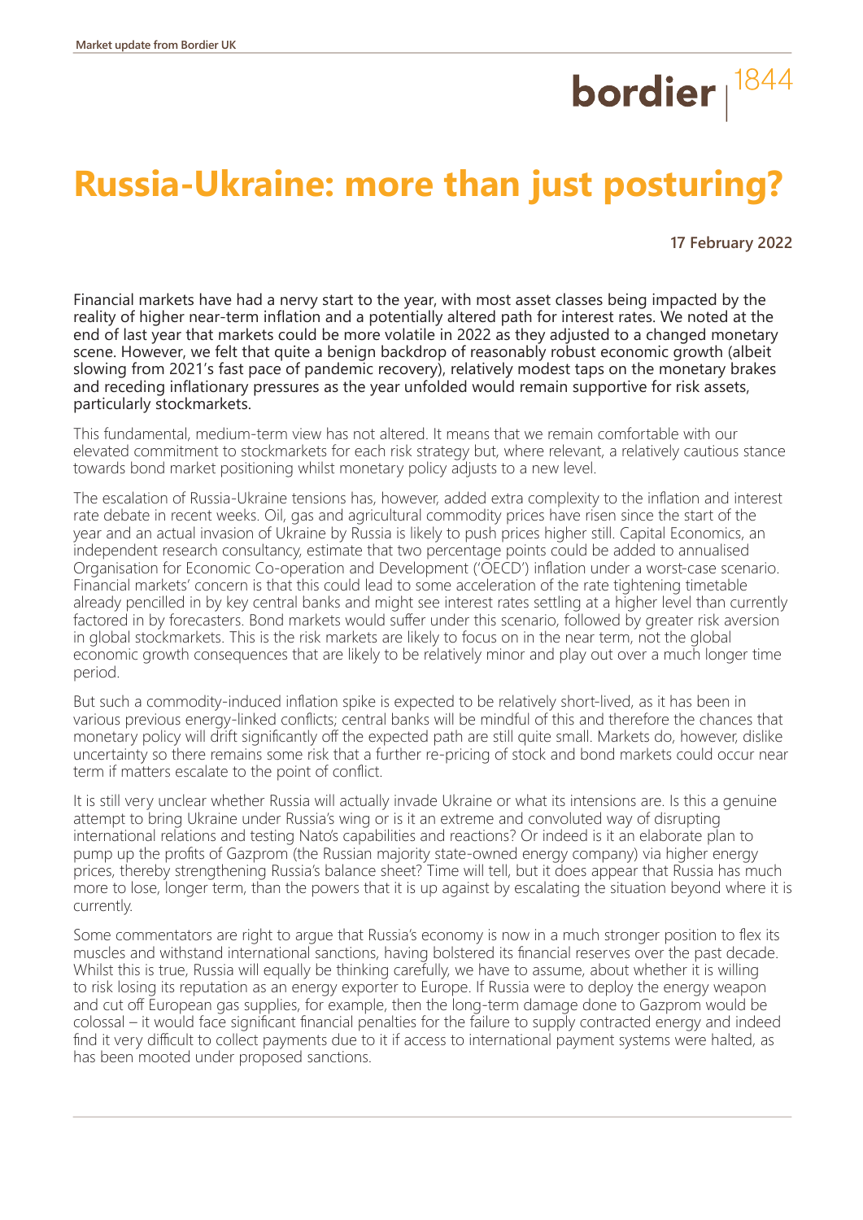# Russia-Ukraine: more than just posturing?

**17 February 2022**

Financial markets have had a nervy start to the year, with most asset classes being impacted by the reality of higher near-term inflation and a potentially altered path for interest rates. We noted at the end of last year that markets could be more volatile in 2022 as they adjusted to a changed monetary scene. However, we felt that quite a benign backdrop of reasonably robust economic growth (albeit slowing from 2021's fast pace of pandemic recovery), relatively modest taps on the monetary brakes and receding inflationary pressures as the year unfolded would remain supportive for risk assets, particularly stockmarkets.

This fundamental, medium-term view has not altered. It means that we remain comfortable with our elevated commitment to stockmarkets for each risk strategy but, where relevant, a relatively cautious stance towards bond market positioning whilst monetary policy adjusts to a new level.

The escalation of Russia-Ukraine tensions has, however, added extra complexity to the inflation and interest rate debate in recent weeks. Oil, gas and agricultural commodity prices have risen since the start of the year and an actual invasion of Ukraine by Russia is likely to push prices higher still. Capital Economics, an independent research consultancy, estimate that two percentage points could be added to annualised Organisation for Economic Co-operation and Development ('OECD') inflation under a worst-case scenario. Financial markets' concern is that this could lead to some acceleration of the rate tightening timetable already pencilled in by key central banks and might see interest rates settling at a higher level than currently factored in by forecasters. Bond markets would suffer under this scenario, followed by greater risk aversion in global stockmarkets. This is the risk markets are likely to focus on in the near term, not the global economic growth consequences that are likely to be relatively minor and play out over a much longer time period.

But such a commodity-induced inflation spike is expected to be relatively short-lived, as it has been in various previous energy-linked conflicts; central banks will be mindful of this and therefore the chances that monetary policy will drift significantly off the expected path are still quite small. Markets do, however, dislike uncertainty so there remains some risk that a further re-pricing of stock and bond markets could occur near term if matters escalate to the point of conflict.

It is still very unclear whether Russia will actually invade Ukraine or what its intensions are. Is this a genuine attempt to bring Ukraine under Russia's wing or is it an extreme and convoluted way of disrupting international relations and testing Nato's capabilities and reactions? Or indeed is it an elaborate plan to pump up the profits of Gazprom (the Russian majority state-owned energy company) via higher energy prices, thereby strengthening Russia's balance sheet? Time will tell, but it does appear that Russia has much more to lose, longer term, than the powers that it is up against by escalating the situation beyond where it is currently.

Some commentators are right to argue that Russia's economy is now in a much stronger position to flex its muscles and withstand international sanctions, having bolstered its financial reserves over the past decade. Whilst this is true, Russia will equally be thinking carefully, we have to assume, about whether it is willing to risk losing its reputation as an energy exporter to Europe. If Russia were to deploy the energy weapon and cut off European gas supplies, for example, then the long-term damage done to Gazprom would be colossal – it would face significant financial penalties for the failure to supply contracted energy and indeed find it very difficult to collect payments due to it if access to international payment systems were halted, as has been mooted under proposed sanctions.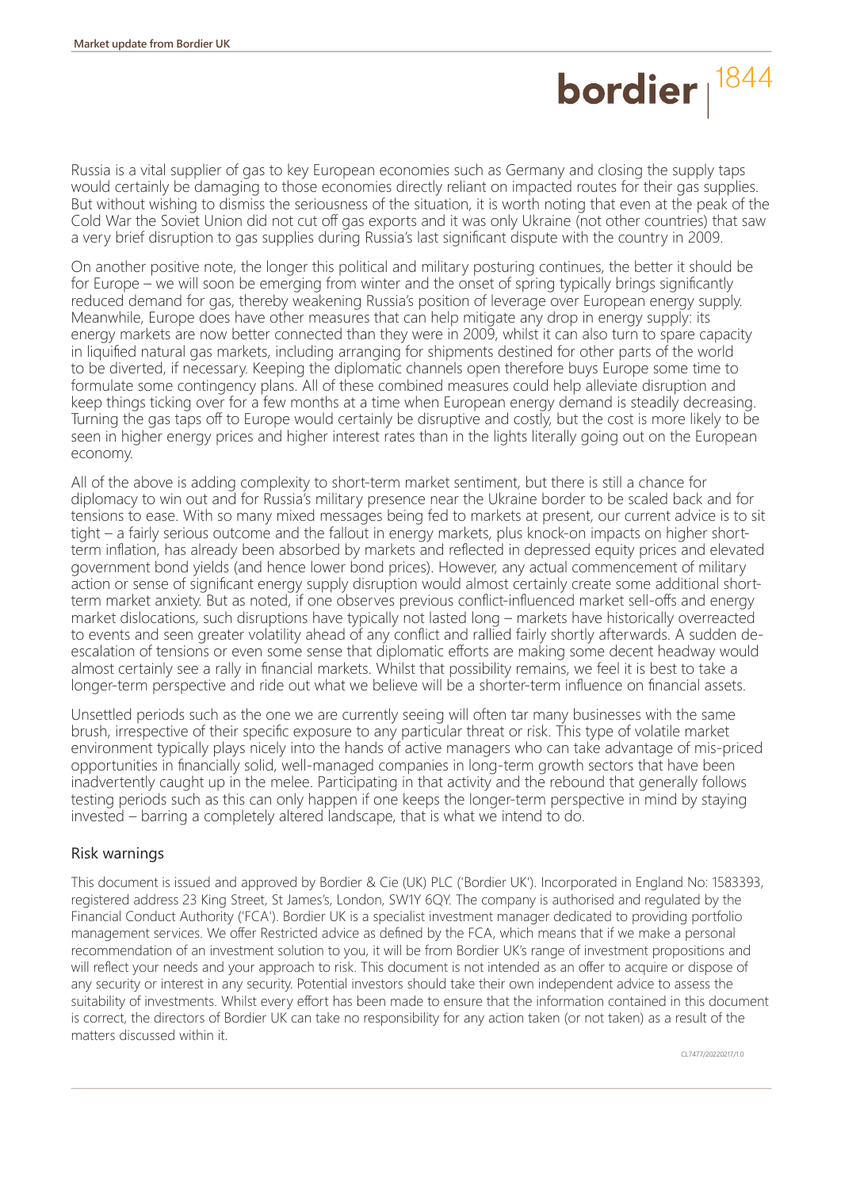Russia is a vital supplier of gas to key European economies such as Germany and closing the supply taps would certainly be damaging to those economies directly reliant on impacted routes for their gas supplies. But without wishing to dismiss the seriousness of the situation, it is worth noting that even at the peak of the Cold War the Soviet Union did not cut off gas exports and it was only Ukraine (not other countries) that saw a very brief disruption to gas supplies during Russia's last significant dispute with the country in 2009.

On another positive note, the longer this political and military posturing continues, the better it should be for Europe – we will soon be emerging from winter and the onset of spring typically brings significantly reduced demand for gas, thereby weakening Russia's position of leverage over European energy supply. Meanwhile, Europe does have other measures that can help mitigate any drop in energy supply: its energy markets are now better connected than they were in 2009, whilst it can also turn to spare capacity in liquified natural gas markets, including arranging for shipments destined for other parts of the world to be diverted, if necessary. Keeping the diplomatic channels open therefore buys Europe some time to formulate some contingency plans. All of these combined measures could help alleviate disruption and keep things ticking over for a few months at a time when European energy demand is steadily decreasing. Turning the gas taps off to Europe would certainly be disruptive and costly, but the cost is more likely to be seen in higher energy prices and higher interest rates than in the lights literally going out on the European economy.

All of the above is adding complexity to short-term market sentiment, but there is still a chance for diplomacy to win out and for Russia's military presence near the Ukraine border to be scaled back and for tensions to ease. With so many mixed messages being fed to markets at present, our current advice is to sit tight – a fairly serious outcome and the fallout in energy markets, plus knock-on impacts on higher short-term inflation, has already been absorbed by markets and reflected in depressed equity prices and elevated government bond yields (and hence lower bond prices). However, any actual commencement of military action or sense of significant energy supply disruption would almost certainly create some additional short-term market anxiety. But as noted, if one observes previous conflict-influenced market sell-offs and energy market dislocations, such disruptions have typically not lasted long – markets have historically overreacted to events and seen greater volatility ahead of any conflict and rallied fairly shortly afterwards. A sudden de-escalation of tensions or even some sense that diplomatic efforts are making some decent headway would almost certainly see a rally in financial markets. Whilst that possibility remains, we feel it is best to take a longer-term perspective and ride out what we believe will be a shorter-term influence on financial assets.

Unsettled periods such as the one we are currently seeing will often tar many businesses with the same brush, irrespective of their specific exposure to any particular threat or risk. This type of volatile market environment typically plays nicely into the hands of active managers who can take advantage of mis-priced opportunities in financially solid, well-managed companies in long-term growth sectors that have been inadvertently caught up in the melee. Participating in that activity and the rebound that generally follows testing periods such as this can only happen if one keeps the longer-term perspective in mind by staying invested – barring a completely altered landscape, that is what we intend to do.

## Risk warnings

This document is issued and approved by Bordier & Cie (UK) PLC ('Bordier UK'). Incorporated in England No: 1583393, registered address 23 King Street, St James's, London, SW1Y 6QY. The company is authorised and regulated by the Financial Conduct Authority ('FCA'). Bordier UK is a specialist investment manager dedicated to providing portfolio management services. We offer Restricted advice as defined by the FCA, which means that if we make a personal recommendation of an investment solution to you, it will be from Bordier UK's range of investment propositions and will reflect your needs and your approach to risk. This document is not intended as an offer to acquire or dispose of any security or interest in any security. Potential investors should take their own independent advice to assess the suitability of investments. Whilst every effort has been made to ensure that the information contained in this document is correct, the directors of Bordier UK can take no responsibility for any action taken (or not taken) as a result of the matters discussed within it.

CL7477/20220217/1.0